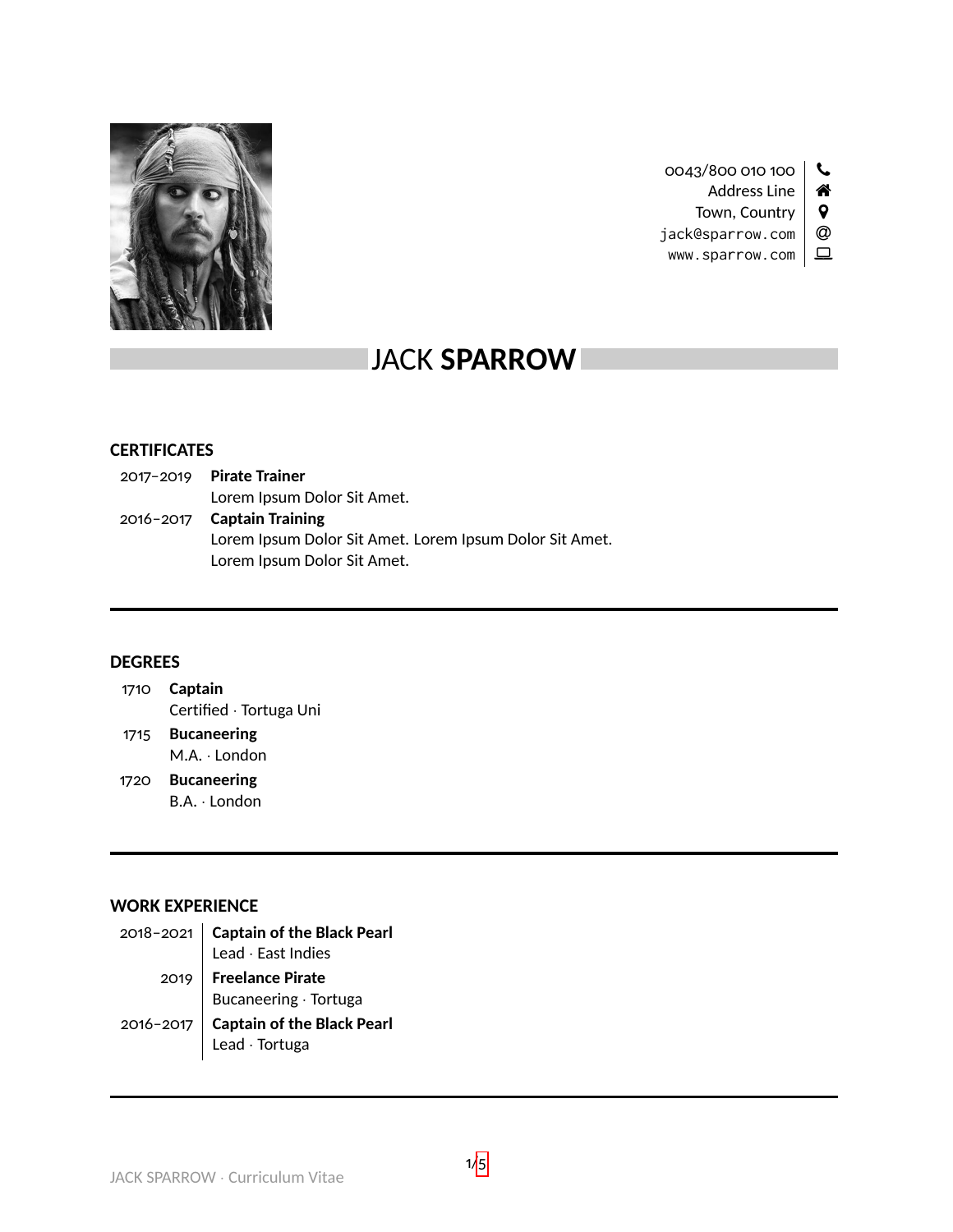0043/800 010 100
Address Line
Town, Country
jack@sparrow.com
www.sparrow.com

# JACK **SPARROW**

## CERTIFICATES

2017–2019 **Pirate Trainer**
Lorem Ipsum Dolor Sit Amet.

2016–2017 **Captain Training**
Lorem Ipsum Dolor Sit Amet. Lorem Ipsum Dolor Sit Amet.
Lorem Ipsum Dolor Sit Amet.

---

## DEGREES

1710 **Captain**
Certified · Tortuga Uni

1715 **Bucaneering**
M.A. · London

1720 **Bucaneering**
B.A. · London

---

## WORK EXPERIENCE

2018–2021 **Captain of the Black Pearl**
Lead · East Indies

2019 **Freelance Pirate**
Bucaneering · Tortuga

2016–2017 **Captain of the Black Pearl**
Lead · Tortuga

---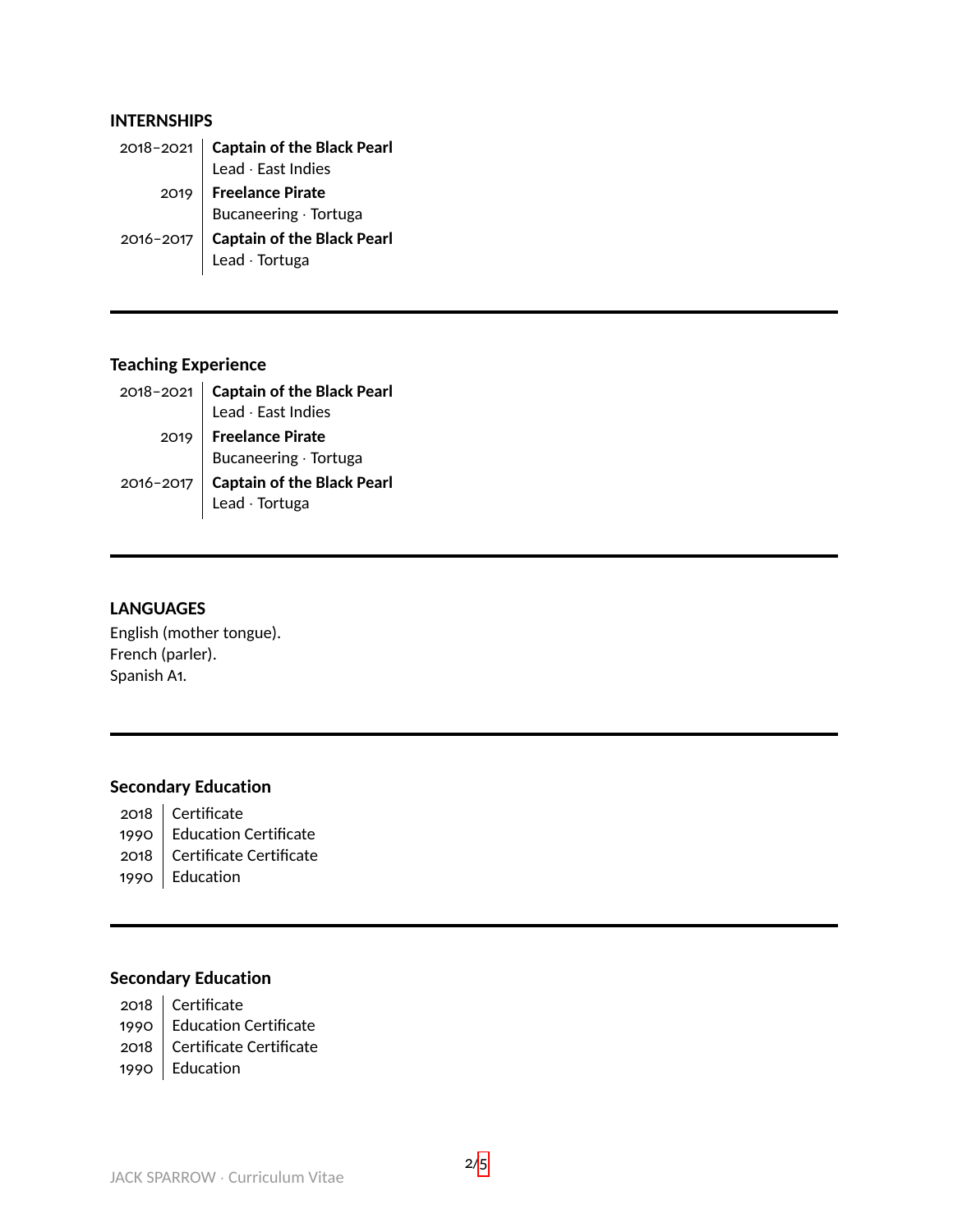## INTERNSHIPS

| | |
|---|---|
| 2018–2021 | **Captain of the Black Pearl**<br>Lead · East Indies |
| 2019 | **Freelance Pirate**<br>Bucaneering · Tortuga |
| 2016–2017 | **Captain of the Black Pearl**<br>Lead · Tortuga |

---

## Teaching Experience

| | |
|---|---|
| 2018–2021 | **Captain of the Black Pearl**<br>Lead · East Indies |
| 2019 | **Freelance Pirate**<br>Bucaneering · Tortuga |
| 2016–2017 | **Captain of the Black Pearl**<br>Lead · Tortuga |

---

## LANGUAGES

English (mother tongue).
French (parler).
Spanish A1.

---

## Secondary Education

| | |
|---|---|
| 2018 | Certificate |
| 1990 | Education Certificate |
| 2018 | Certificate Certificate |
| 1990 | Education |

---

## Secondary Education

| | |
|---|---|
| 2018 | Certificate |
| 1990 | Education Certificate |
| 2018 | Certificate Certificate |
| 1990 | Education |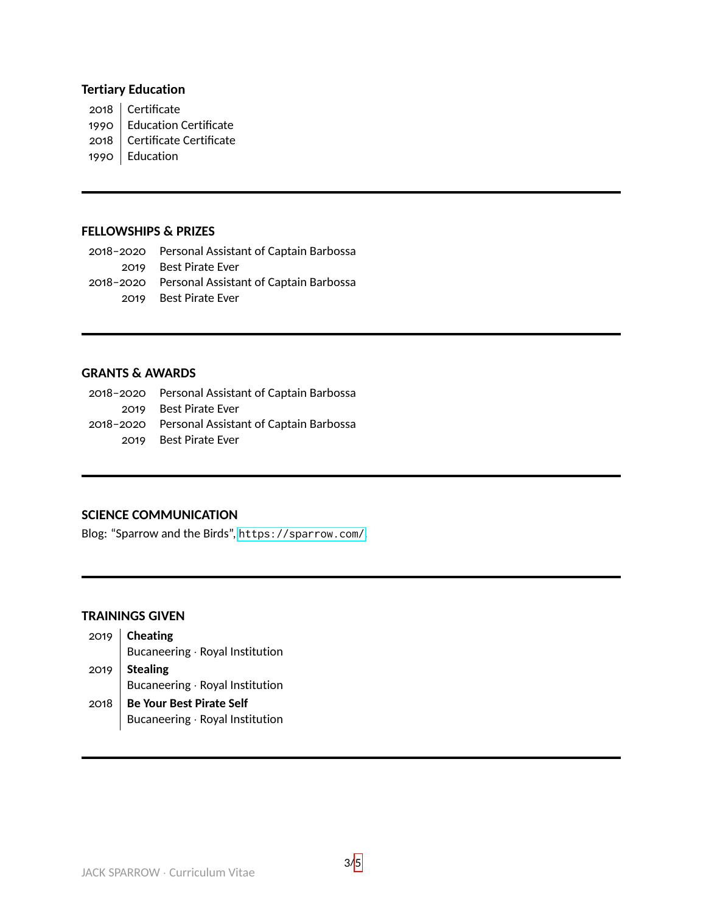### Tertiary Education

| | |
|---|---|
| 2018 | Certificate |
| 1990 | Education Certificate |
| 2018 | Certificate Certificate |
| 1990 | Education |

---

## FELLOWSHIPS & PRIZES

| | |
|---|---|
| 2018–2020 | Personal Assistant of Captain Barbossa |
| 2019 | Best Pirate Ever |
| 2018–2020 | Personal Assistant of Captain Barbossa |
| 2019 | Best Pirate Ever |

---

## GRANTS & AWARDS

| | |
|---|---|
| 2018–2020 | Personal Assistant of Captain Barbossa |
| 2019 | Best Pirate Ever |
| 2018–2020 | Personal Assistant of Captain Barbossa |
| 2019 | Best Pirate Ever |

---

## SCIENCE COMMUNICATION

Blog: "Sparrow and the Birds", `https://sparrow.com/`.

---

## TRAININGS GIVEN

2019 | **Cheating**
Bucaneering · Royal Institution

2019 | **Stealing**
Bucaneering · Royal Institution

2018 | **Be Your Best Pirate Self**
Bucaneering · Royal Institution

---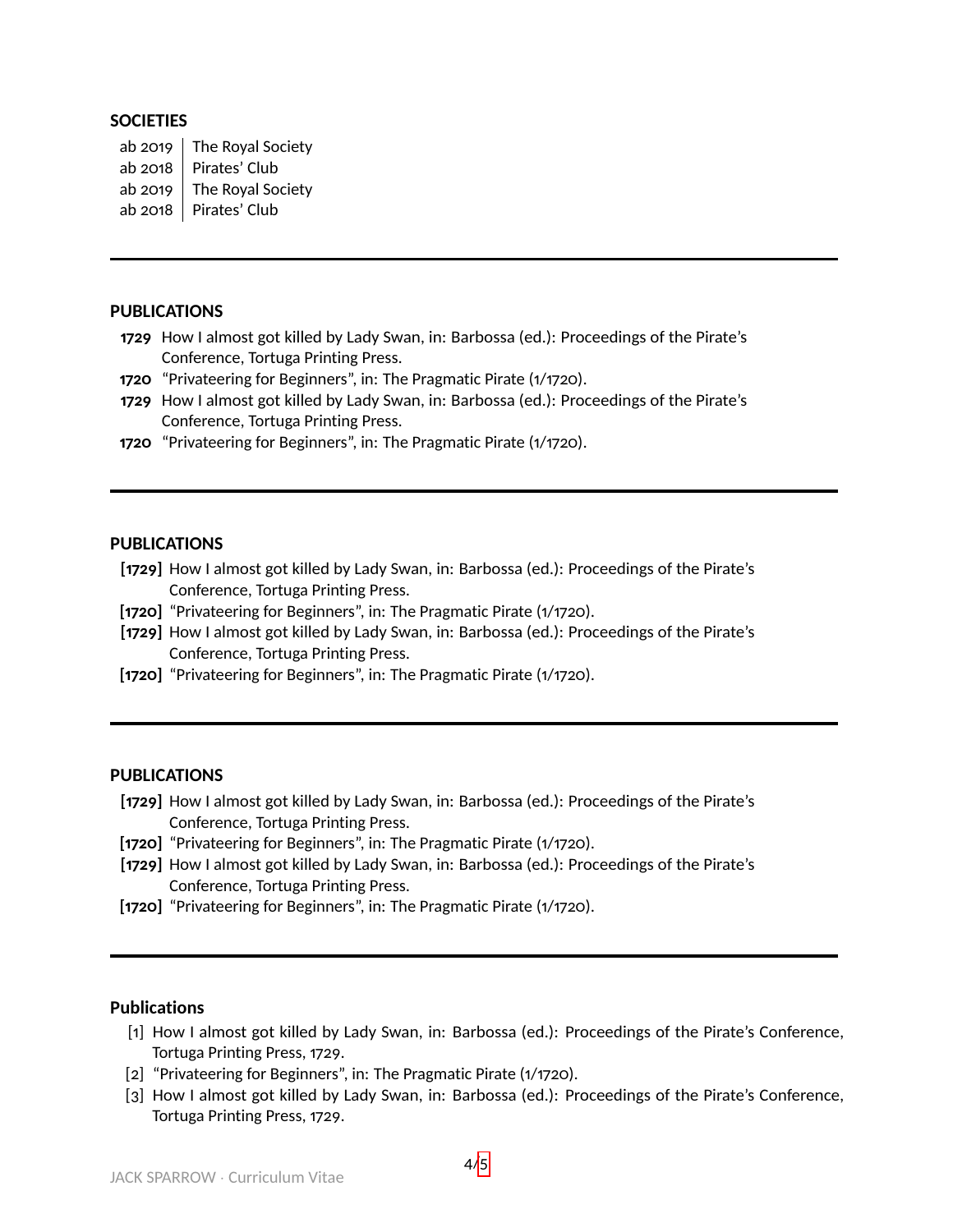## SOCIETIES

| | |
|---|---|
| ab 2019 | The Royal Society |
| ab 2018 | Pirates' Club |
| ab 2019 | The Royal Society |
| ab 2018 | Pirates' Club |

---

## PUBLICATIONS

**1729** How I almost got killed by Lady Swan, in: Barbossa (ed.): Proceedings of the Pirate's Conference, Tortuga Printing Press.

**1720** "Privateering for Beginners", in: The Pragmatic Pirate (1/1720).

**1729** How I almost got killed by Lady Swan, in: Barbossa (ed.): Proceedings of the Pirate's Conference, Tortuga Printing Press.

**1720** "Privateering for Beginners", in: The Pragmatic Pirate (1/1720).

---

## PUBLICATIONS

**[1729]** How I almost got killed by Lady Swan, in: Barbossa (ed.): Proceedings of the Pirate's Conference, Tortuga Printing Press.

**[1720]** "Privateering for Beginners", in: The Pragmatic Pirate (1/1720).

**[1729]** How I almost got killed by Lady Swan, in: Barbossa (ed.): Proceedings of the Pirate's Conference, Tortuga Printing Press.

**[1720]** "Privateering for Beginners", in: The Pragmatic Pirate (1/1720).

---

## PUBLICATIONS

**[1729]** How I almost got killed by Lady Swan, in: Barbossa (ed.): Proceedings of the Pirate's Conference, Tortuga Printing Press.

**[1720]** "Privateering for Beginners", in: The Pragmatic Pirate (1/1720).

**[1729]** How I almost got killed by Lady Swan, in: Barbossa (ed.): Proceedings of the Pirate's Conference, Tortuga Printing Press.

**[1720]** "Privateering for Beginners", in: The Pragmatic Pirate (1/1720).

---

## Publications

[1] How I almost got killed by Lady Swan, in: Barbossa (ed.): Proceedings of the Pirate's Conference, Tortuga Printing Press, 1729.

[2] "Privateering for Beginners", in: The Pragmatic Pirate (1/1720).

[3] How I almost got killed by Lady Swan, in: Barbossa (ed.): Proceedings of the Pirate's Conference, Tortuga Printing Press, 1729.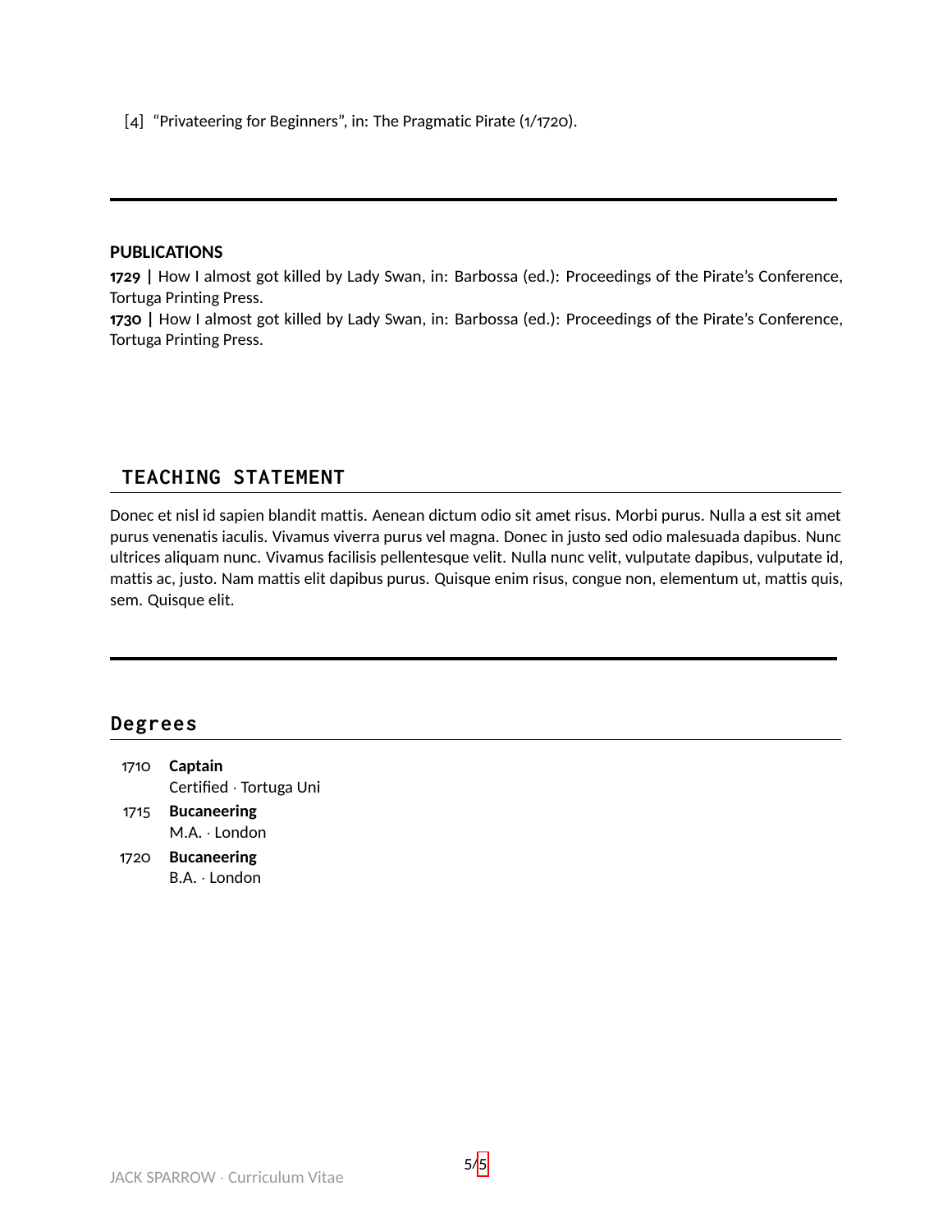[4] "Privateering for Beginners", in: The Pragmatic Pirate (1/1720).

---

**PUBLICATIONS**

**1729 |** How I almost got killed by Lady Swan, in: Barbossa (ed.): Proceedings of the Pirate's Conference, Tortuga Printing Press.

**1730 |** How I almost got killed by Lady Swan, in: Barbossa (ed.): Proceedings of the Pirate's Conference, Tortuga Printing Press.

## TEACHING STATEMENT

Donec et nisl id sapien blandit mattis. Aenean dictum odio sit amet risus. Morbi purus. Nulla a est sit amet purus venenatis iaculis. Vivamus viverra purus vel magna. Donec in justo sed odio malesuada dapibus. Nunc ultrices aliquam nunc. Vivamus facilisis pellentesque velit. Nulla nunc velit, vulputate dapibus, vulputate id, mattis ac, justo. Nam mattis elit dapibus purus. Quisque enim risus, congue non, elementum ut, mattis quis, sem. Quisque elit.

---

## Degrees

1710 **Captain**
Certified · Tortuga Uni

1715 **Bucaneering**
M.A. · London

1720 **Bucaneering**
B.A. · London